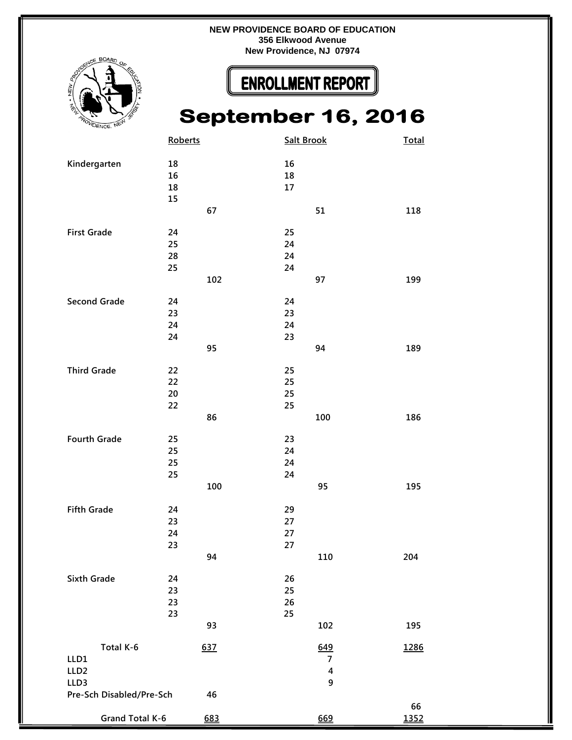**NEW PROVIDENCE BOARD OF EDUCATION**
**356 Elkwood Avenue**
**New Providence, NJ 07974**

# ENROLLMENT REPORT

## September 16, 2016

| | Roberts | | Salt Brook | | Total |
|---|---|---|---|---|---|
| **Kindergarten** | 18 | | 16 | | |
| | 16 | | 18 | | |
| | 18 | | 17 | | |
| | 15 | | | | |
| | | 67 | | 51 | 118 |
| **First Grade** | 24 | | 25 | | |
| | 25 | | 24 | | |
| | 28 | | 24 | | |
| | 25 | | 24 | | |
| | | 102 | | 97 | 199 |
| **Second Grade** | 24 | | 24 | | |
| | 23 | | 23 | | |
| | 24 | | 24 | | |
| | 24 | | 23 | | |
| | | 95 | | 94 | 189 |
| **Third Grade** | 22 | | 25 | | |
| | 22 | | 25 | | |
| | 20 | | 25 | | |
| | 22 | | 25 | | |
| | | 86 | | 100 | 186 |
| **Fourth Grade** | 25 | | 23 | | |
| | 25 | | 24 | | |
| | 25 | | 24 | | |
| | 25 | | 24 | | |
| | | 100 | | 95 | 195 |
| **Fifth Grade** | 24 | | 29 | | |
| | 23 | | 27 | | |
| | 24 | | 27 | | |
| | 23 | | 27 | | |
| | | 94 | | 110 | 204 |
| **Sixth Grade** | 24 | | 26 | | |
| | 23 | | 25 | | |
| | 23 | | 26 | | |
| | 23 | | 25 | | |
| | | 93 | | 102 | 195 |
| **Total K-6** | | 637 | | 649 | 1286 |
| **LLD1** | | | | 7 | |
| **LLD2** | | | | 4 | |
| **LLD3** | | | | 9 | |
| **Pre-Sch Disabled/Pre-Sch** | | 46 | | | |
| | | | | | 66 |
| **Grand Total K-6** | | 683 | | 669 | 1352 |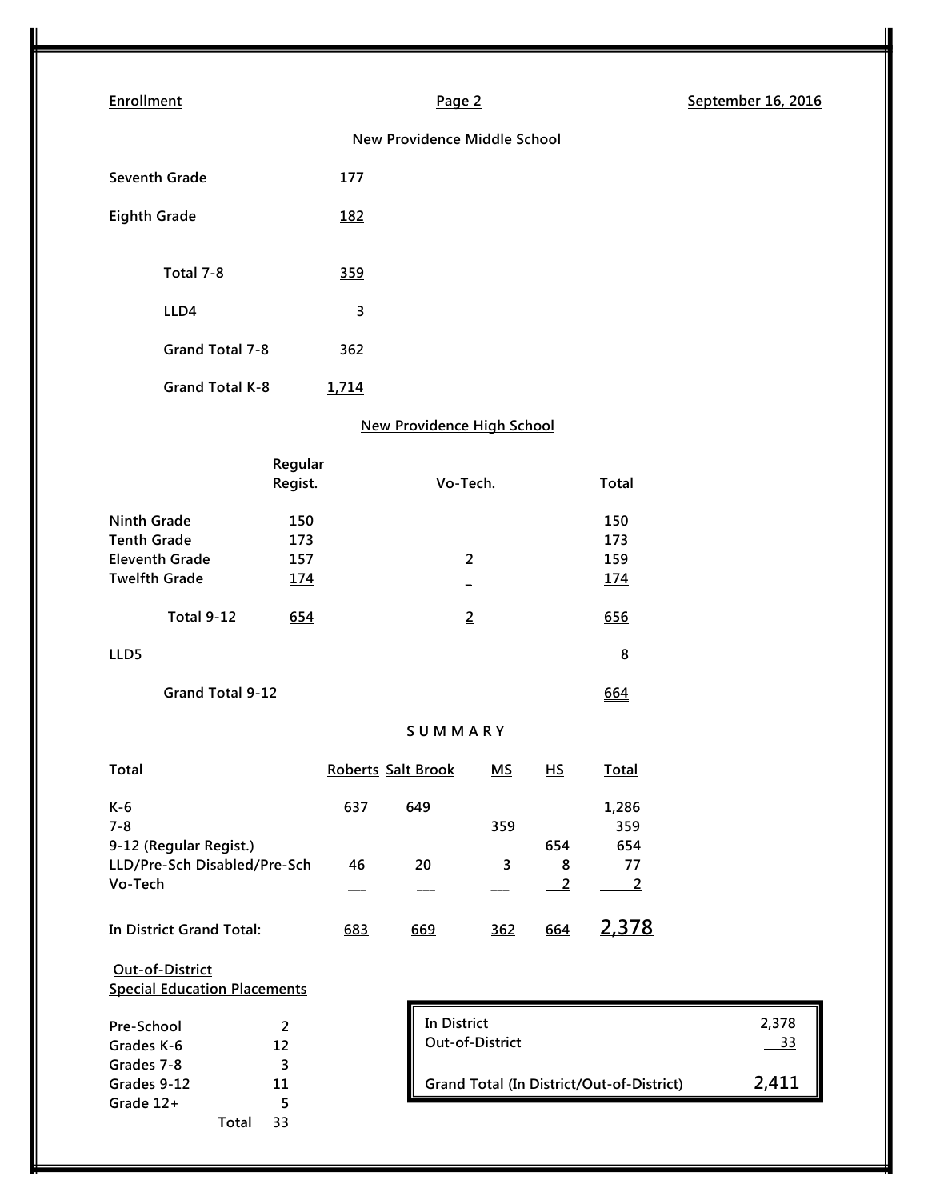Enrollment | Page 2 | September 16, 2016

## New Providence Middle School

| | |
|---|---|
| Seventh Grade | 177 |
| Eighth Grade | 182 |
| Total 7-8 | 359 |
| LLD4 | 3 |
| Grand Total 7-8 | 362 |
| Grand Total K-8 | 1,714 |

## New Providence High School

| | Regular Regist. | Vo-Tech. | Total |
|---|---|---|---|
| Ninth Grade | 150 | | 150 |
| Tenth Grade | 173 | | 173 |
| Eleventh Grade | 157 | 2 | 159 |
| Twelfth Grade | 174 | _ | 174 |
| Total 9-12 | 654 | 2 | 656 |
| LLD5 | | | 8 |
| Grand Total 9-12 | | | 664 |

## S U M M A R Y

| Total | Roberts | Salt Brook | MS | HS | Total |
|---|---|---|---|---|---|
| K-6 | 637 | 649 | | | 1,286 |
| 7-8 | | | 359 | | 359 |
| 9-12 (Regular Regist.) | | | | 654 | 654 |
| LLD/Pre-Sch Disabled/Pre-Sch | 46 | 20 | 3 | 8 | 77 |
| Vo-Tech | ___ | ___ | ___ | 2 | 2 |
| In District Grand Total: | 683 | 669 | 362 | 664 | **2,378** |

**Out-of-District Special Education Placements**

| | |
|---|---|
| Pre-School | 2 |
| Grades K-6 | 12 |
| Grades 7-8 | 3 |
| Grades 9-12 | 11 |
| Grade 12+ | 5 |
| Total | 33 |

| | |
|---|---|
| In District | 2,378 |
| Out-of-District | 33 |
| Grand Total (In District/Out-of-District) | **2,411** |